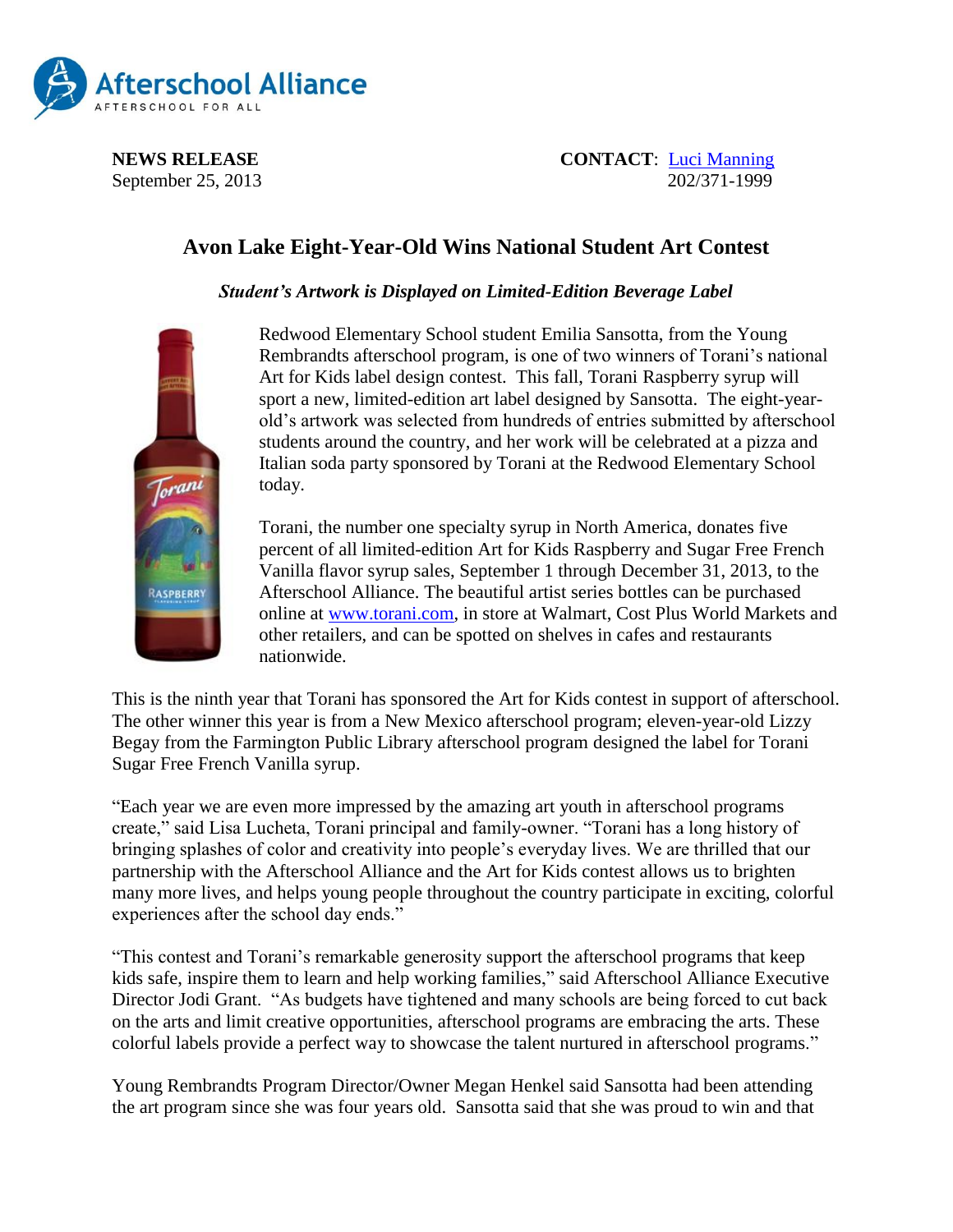**NEWS RELEASE**
September 25, 2013

**CONTACT**: [Luci Manning](mailto:)
202/371-1999

# Avon Lake Eight-Year-Old Wins National Student Art Contest

***Student's Artwork is Displayed on Limited-Edition Beverage Label***

Redwood Elementary School student Emilia Sansotta, from the Young Rembrandts afterschool program, is one of two winners of Torani's national Art for Kids label design contest. This fall, Torani Raspberry syrup will sport a new, limited-edition art label designed by Sansotta. The eight-year-old's artwork was selected from hundreds of entries submitted by afterschool students around the country, and her work will be celebrated at a pizza and Italian soda party sponsored by Torani at the Redwood Elementary School today.

Torani, the number one specialty syrup in North America, donates five percent of all limited-edition Art for Kids Raspberry and Sugar Free French Vanilla flavor syrup sales, September 1 through December 31, 2013, to the Afterschool Alliance. The beautiful artist series bottles can be purchased online at [www.torani.com](http://www.torani.com), in store at Walmart, Cost Plus World Markets and other retailers, and can be spotted on shelves in cafes and restaurants nationwide.

This is the ninth year that Torani has sponsored the Art for Kids contest in support of afterschool. The other winner this year is from a New Mexico afterschool program; eleven-year-old Lizzy Begay from the Farmington Public Library afterschool program designed the label for Torani Sugar Free French Vanilla syrup.

"Each year we are even more impressed by the amazing art youth in afterschool programs create," said Lisa Lucheta, Torani principal and family-owner. "Torani has a long history of bringing splashes of color and creativity into people's everyday lives. We are thrilled that our partnership with the Afterschool Alliance and the Art for Kids contest allows us to brighten many more lives, and helps young people throughout the country participate in exciting, colorful experiences after the school day ends."

"This contest and Torani's remarkable generosity support the afterschool programs that keep kids safe, inspire them to learn and help working families," said Afterschool Alliance Executive Director Jodi Grant. "As budgets have tightened and many schools are being forced to cut back on the arts and limit creative opportunities, afterschool programs are embracing the arts. These colorful labels provide a perfect way to showcase the talent nurtured in afterschool programs."

Young Rembrandts Program Director/Owner Megan Henkel said Sansotta had been attending the art program since she was four years old. Sansotta said that she was proud to win and that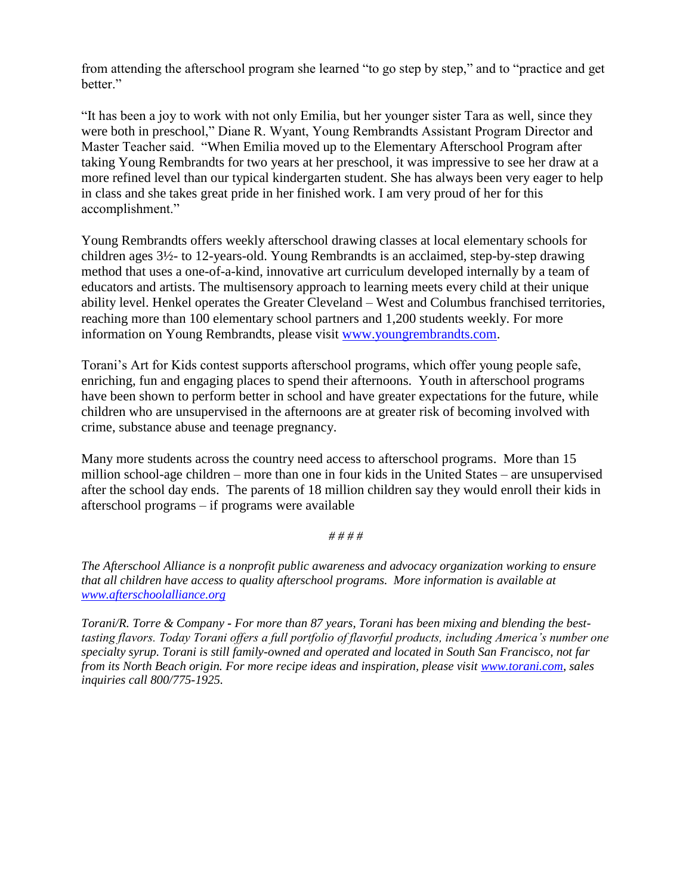from attending the afterschool program she learned "to go step by step," and to "practice and get better."

"It has been a joy to work with not only Emilia, but her younger sister Tara as well, since they were both in preschool," Diane R. Wyant, Young Rembrandts Assistant Program Director and Master Teacher said. "When Emilia moved up to the Elementary Afterschool Program after taking Young Rembrandts for two years at her preschool, it was impressive to see her draw at a more refined level than our typical kindergarten student. She has always been very eager to help in class and she takes great pride in her finished work. I am very proud of her for this accomplishment."

Young Rembrandts offers weekly afterschool drawing classes at local elementary schools for children ages 3½- to 12-years-old. Young Rembrandts is an acclaimed, step-by-step drawing method that uses a one-of-a-kind, innovative art curriculum developed internally by a team of educators and artists. The multisensory approach to learning meets every child at their unique ability level. Henkel operates the Greater Cleveland – West and Columbus franchised territories, reaching more than 100 elementary school partners and 1,200 students weekly. For more information on Young Rembrandts, please visit [www.youngrembrandts.com](http://www.youngrembrandts.com).

Torani's Art for Kids contest supports afterschool programs, which offer young people safe, enriching, fun and engaging places to spend their afternoons. Youth in afterschool programs have been shown to perform better in school and have greater expectations for the future, while children who are unsupervised in the afternoons are at greater risk of becoming involved with crime, substance abuse and teenage pregnancy.

Many more students across the country need access to afterschool programs. More than 15 million school-age children – more than one in four kids in the United States – are unsupervised after the school day ends. The parents of 18 million children say they would enroll their kids in afterschool programs – if programs were available

# # # #

*The Afterschool Alliance is a nonprofit public awareness and advocacy organization working to ensure that all children have access to quality afterschool programs. More information is available at [www.afterschoolalliance.org](http://www.afterschoolalliance.org)*

*Torani/R. Torre & Company - For more than 87 years, Torani has been mixing and blending the best-tasting flavors. Today Torani offers a full portfolio of flavorful products, including America's number one specialty syrup. Torani is still family-owned and operated and located in South San Francisco, not far from its North Beach origin. For more recipe ideas and inspiration, please visit [www.torani.com](http://www.torani.com), sales inquiries call 800/775-1925.*